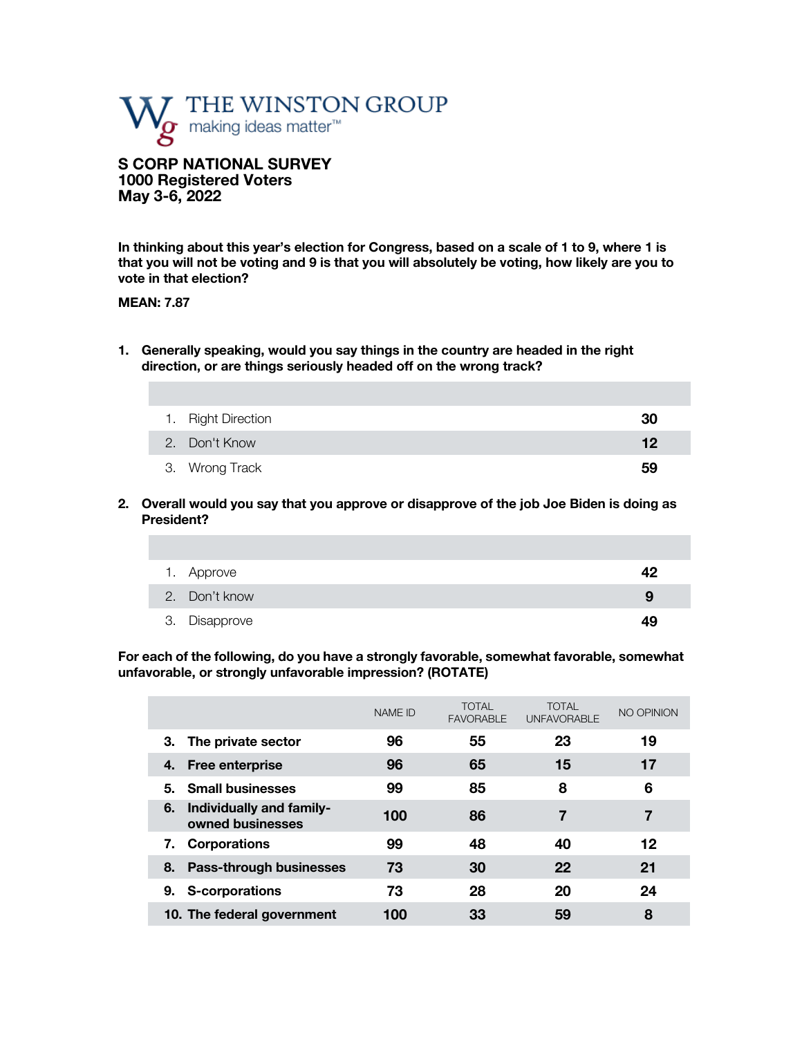THE WINSTON GROUP
making ideas matter™

**S CORP NATIONAL SURVEY**
**1000 Registered Voters**
**May 3-6, 2022**

**In thinking about this year's election for Congress, based on a scale of 1 to 9, where 1 is that you will not be voting and 9 is that you will absolutely be voting, how likely are you to vote in that election?**

**MEAN: 7.87**

1. **Generally speaking, would you say things in the country are headed in the right direction, or are things seriously headed off on the wrong track?**

| | |
|---|---|
| 1. Right Direction | **30** |
| 2. Don't Know | **12** |
| 3. Wrong Track | **59** |

2. **Overall would you say that you approve or disapprove of the job Joe Biden is doing as President?**

| | |
|---|---|
| 1. Approve | **42** |
| 2. Don't know | **9** |
| 3. Disapprove | **49** |

**For each of the following, do you have a strongly favorable, somewhat favorable, somewhat unfavorable, or strongly unfavorable impression? (ROTATE)**

| | NAME ID | TOTAL FAVORABLE | TOTAL UNFAVORABLE | NO OPINION |
|---|---|---|---|---|
| **3. The private sector** | **96** | **55** | **23** | **19** |
| **4. Free enterprise** | **96** | **65** | **15** | **17** |
| **5. Small businesses** | **99** | **85** | **8** | **6** |
| **6. Individually and family-owned businesses** | **100** | **86** | **7** | **7** |
| **7. Corporations** | **99** | **48** | **40** | **12** |
| **8. Pass-through businesses** | **73** | **30** | **22** | **21** |
| **9. S-corporations** | **73** | **28** | **20** | **24** |
| **10. The federal government** | **100** | **33** | **59** | **8** |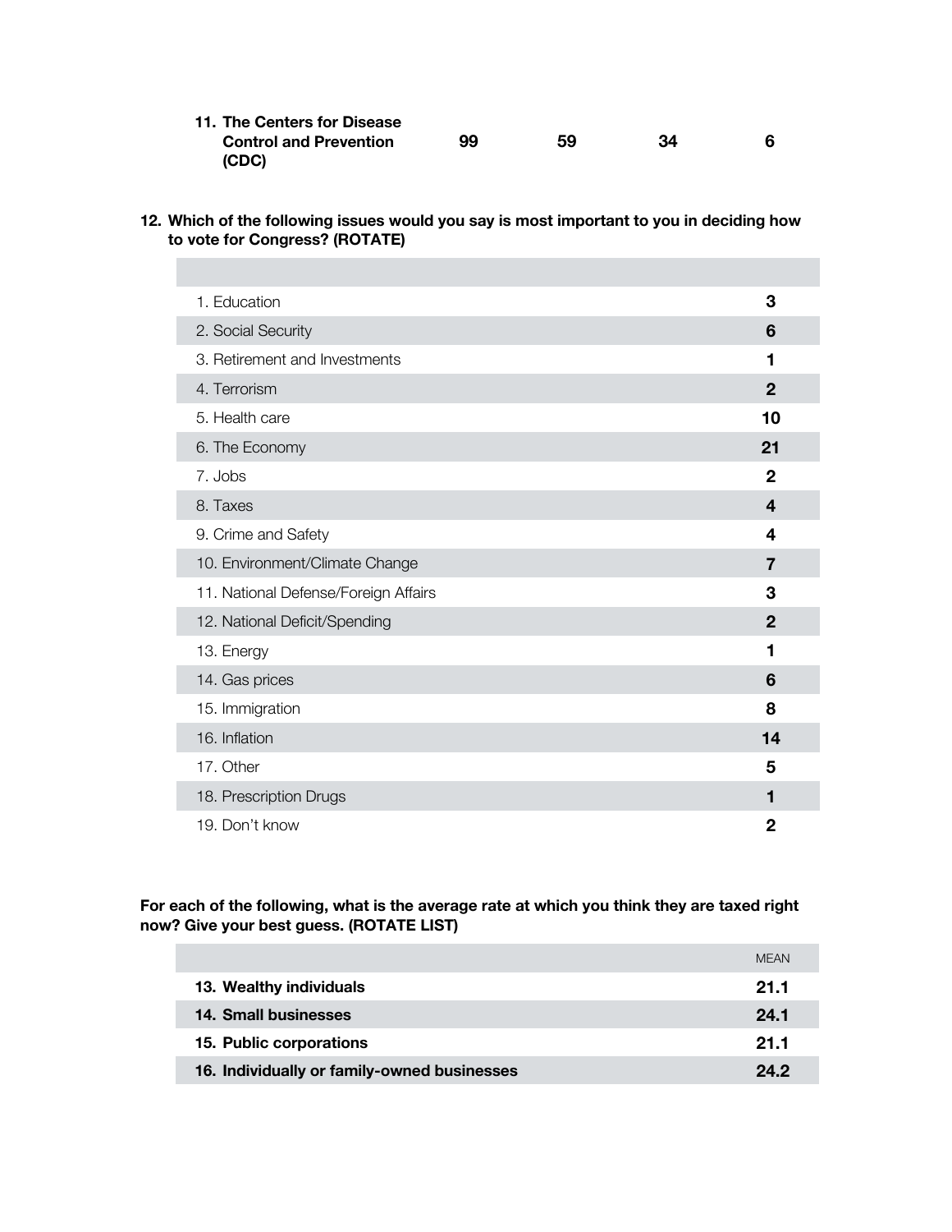| | | | | |
|---|---|---|---|---|
| **11. The Centers for Disease Control and Prevention (CDC)** | **99** | **59** | **34** | **6** |

**12. Which of the following issues would you say is most important to you in deciding how to vote for Congress? (ROTATE)**

| | |
|---|---|
| 1. Education | **3** |
| 2. Social Security | **6** |
| 3. Retirement and Investments | **1** |
| 4. Terrorism | **2** |
| 5. Health care | **10** |
| 6. The Economy | **21** |
| 7. Jobs | **2** |
| 8. Taxes | **4** |
| 9. Crime and Safety | **4** |
| 10. Environment/Climate Change | **7** |
| 11. National Defense/Foreign Affairs | **3** |
| 12. National Deficit/Spending | **2** |
| 13. Energy | **1** |
| 14. Gas prices | **6** |
| 15. Immigration | **8** |
| 16. Inflation | **14** |
| 17. Other | **5** |
| 18. Prescription Drugs | **1** |
| 19. Don't know | **2** |

**For each of the following, what is the average rate at which you think they are taxed right now? Give your best guess. (ROTATE LIST)**

| | MEAN |
|---|---|
| **13. Wealthy individuals** | **21.1** |
| **14. Small businesses** | **24.1** |
| **15. Public corporations** | **21.1** |
| **16. Individually or family-owned businesses** | **24.2** |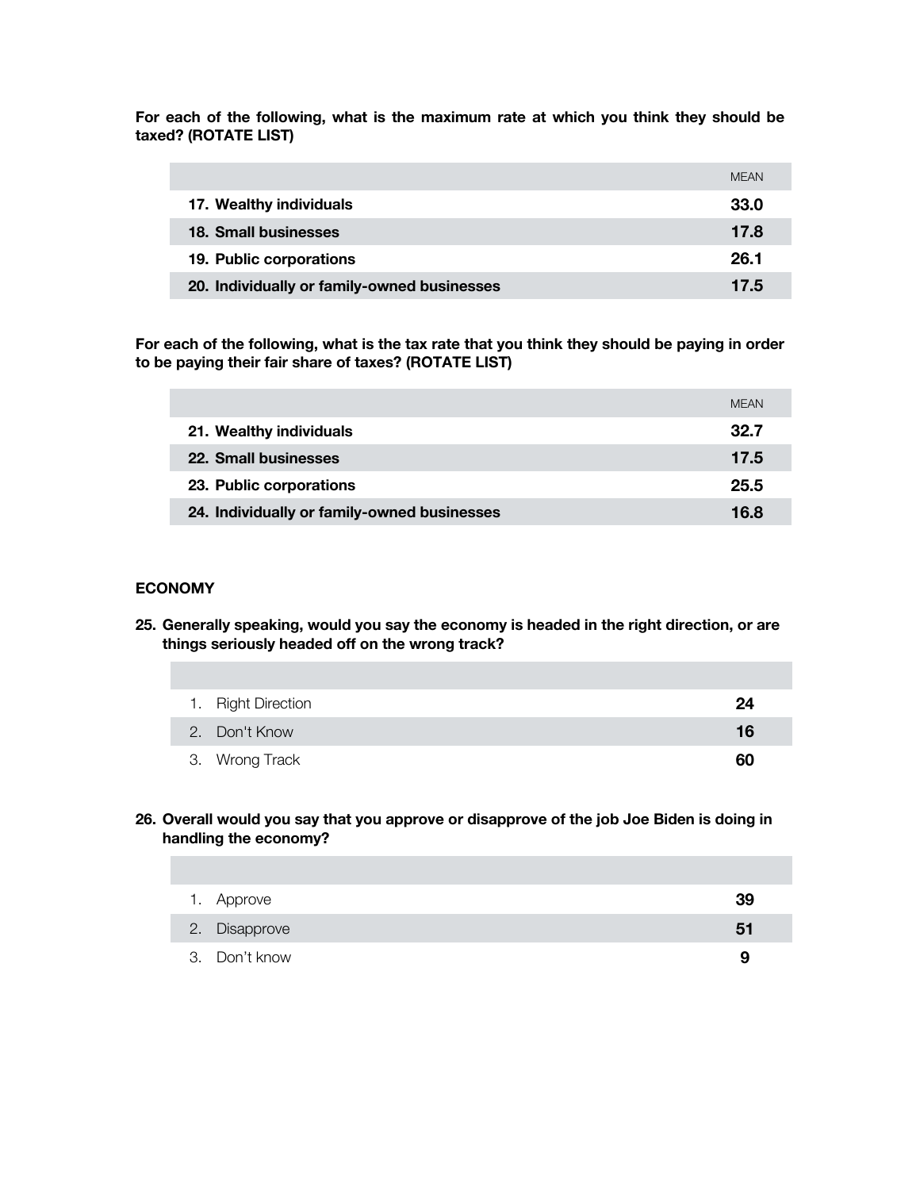**For each of the following, what is the maximum rate at which you think they should be taxed? (ROTATE LIST)**

| | MEAN |
|---|---|
| **17. Wealthy individuals** | **33.0** |
| **18. Small businesses** | **17.8** |
| **19. Public corporations** | **26.1** |
| **20. Individually or family-owned businesses** | **17.5** |

**For each of the following, what is the tax rate that you think they should be paying in order to be paying their fair share of taxes? (ROTATE LIST)**

| | MEAN |
|---|---|
| **21. Wealthy individuals** | **32.7** |
| **22. Small businesses** | **17.5** |
| **23. Public corporations** | **25.5** |
| **24. Individually or family-owned businesses** | **16.8** |

## ECONOMY

**25. Generally speaking, would you say the economy is headed in the right direction, or are things seriously headed off on the wrong track?**

| | |
|---|---|
| 1. Right Direction | **24** |
| 2. Don't Know | **16** |
| 3. Wrong Track | **60** |

**26. Overall would you say that you approve or disapprove of the job Joe Biden is doing in handling the economy?**

| | |
|---|---|
| 1. Approve | **39** |
| 2. Disapprove | **51** |
| 3. Don't know | **9** |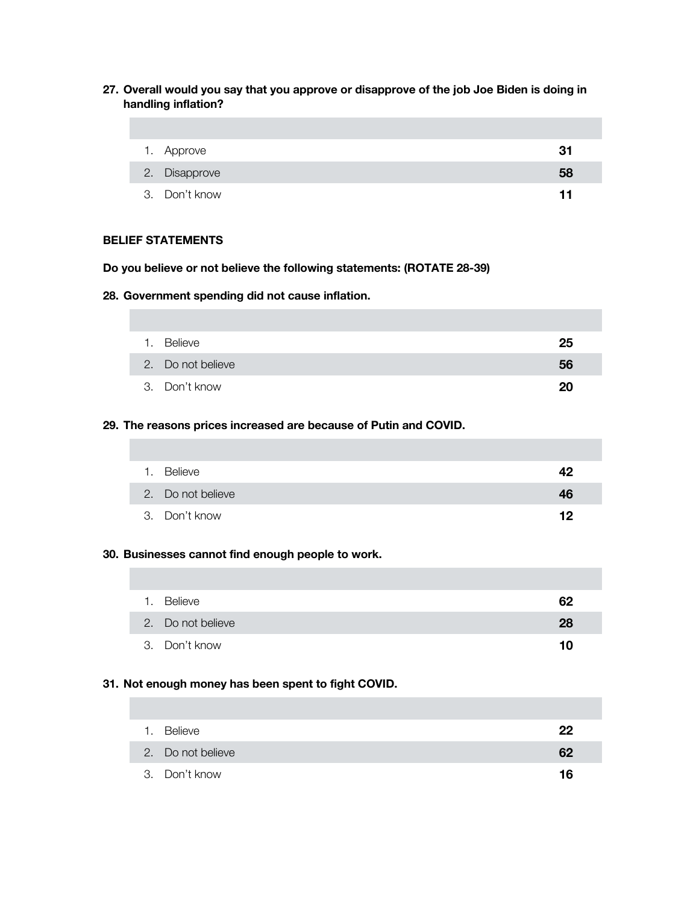**27. Overall would you say that you approve or disapprove of the job Joe Biden is doing in handling inflation?**

| | |
|---|---|
| 1. Approve | **31** |
| 2. Disapprove | **58** |
| 3. Don't know | **11** |

**BELIEF STATEMENTS**

**Do you believe or not believe the following statements: (ROTATE 28-39)**

**28. Government spending did not cause inflation.**

| | |
|---|---|
| 1. Believe | **25** |
| 2. Do not believe | **56** |
| 3. Don't know | **20** |

**29. The reasons prices increased are because of Putin and COVID.**

| | |
|---|---|
| 1. Believe | **42** |
| 2. Do not believe | **46** |
| 3. Don't know | **12** |

**30. Businesses cannot find enough people to work.**

| | |
|---|---|
| 1. Believe | **62** |
| 2. Do not believe | **28** |
| 3. Don't know | **10** |

**31. Not enough money has been spent to fight COVID.**

| | |
|---|---|
| 1. Believe | **22** |
| 2. Do not believe | **62** |
| 3. Don't know | **16** |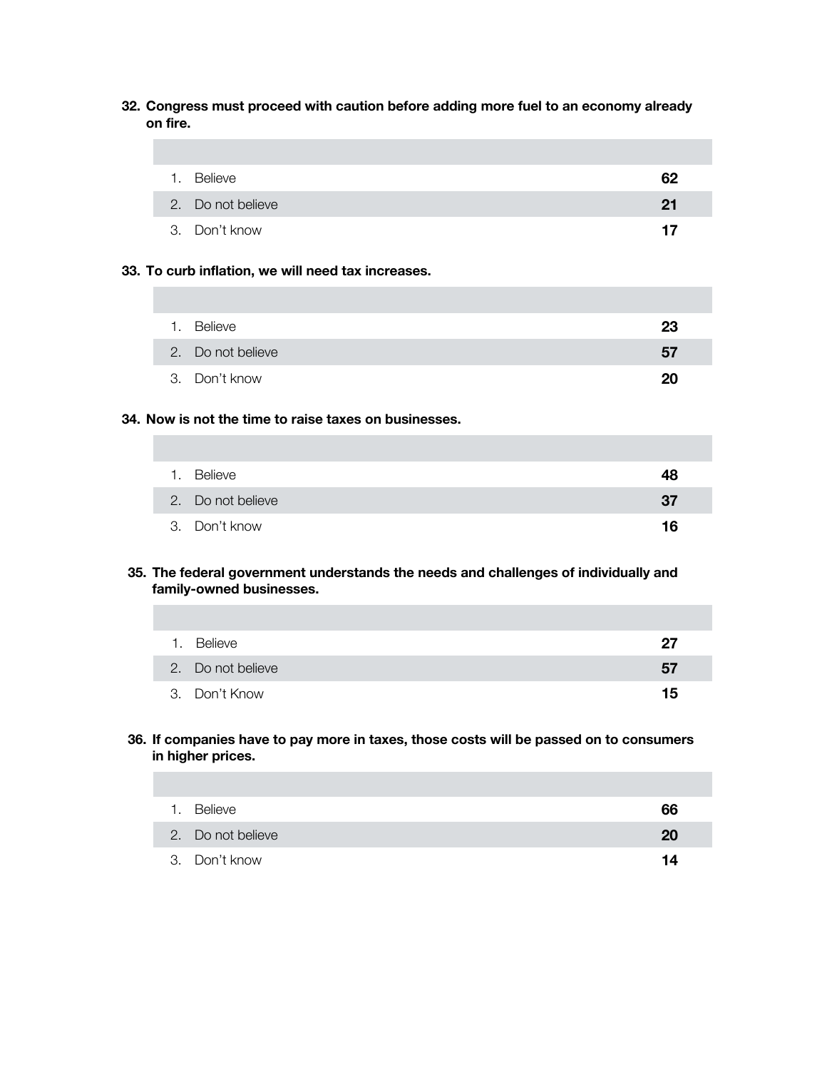**32. Congress must proceed with caution before adding more fuel to an economy already on fire.**

| | |
|---|---|
| 1. Believe | **62** |
| 2. Do not believe | **21** |
| 3. Don't know | **17** |

**33. To curb inflation, we will need tax increases.**

| | |
|---|---|
| 1. Believe | **23** |
| 2. Do not believe | **57** |
| 3. Don't know | **20** |

**34. Now is not the time to raise taxes on businesses.**

| | |
|---|---|
| 1. Believe | **48** |
| 2. Do not believe | **37** |
| 3. Don't know | **16** |

**35. The federal government understands the needs and challenges of individually and family-owned businesses.**

| | |
|---|---|
| 1. Believe | **27** |
| 2. Do not believe | **57** |
| 3. Don't Know | **15** |

**36. If companies have to pay more in taxes, those costs will be passed on to consumers in higher prices.**

| | |
|---|---|
| 1. Believe | **66** |
| 2. Do not believe | **20** |
| 3. Don't know | **14** |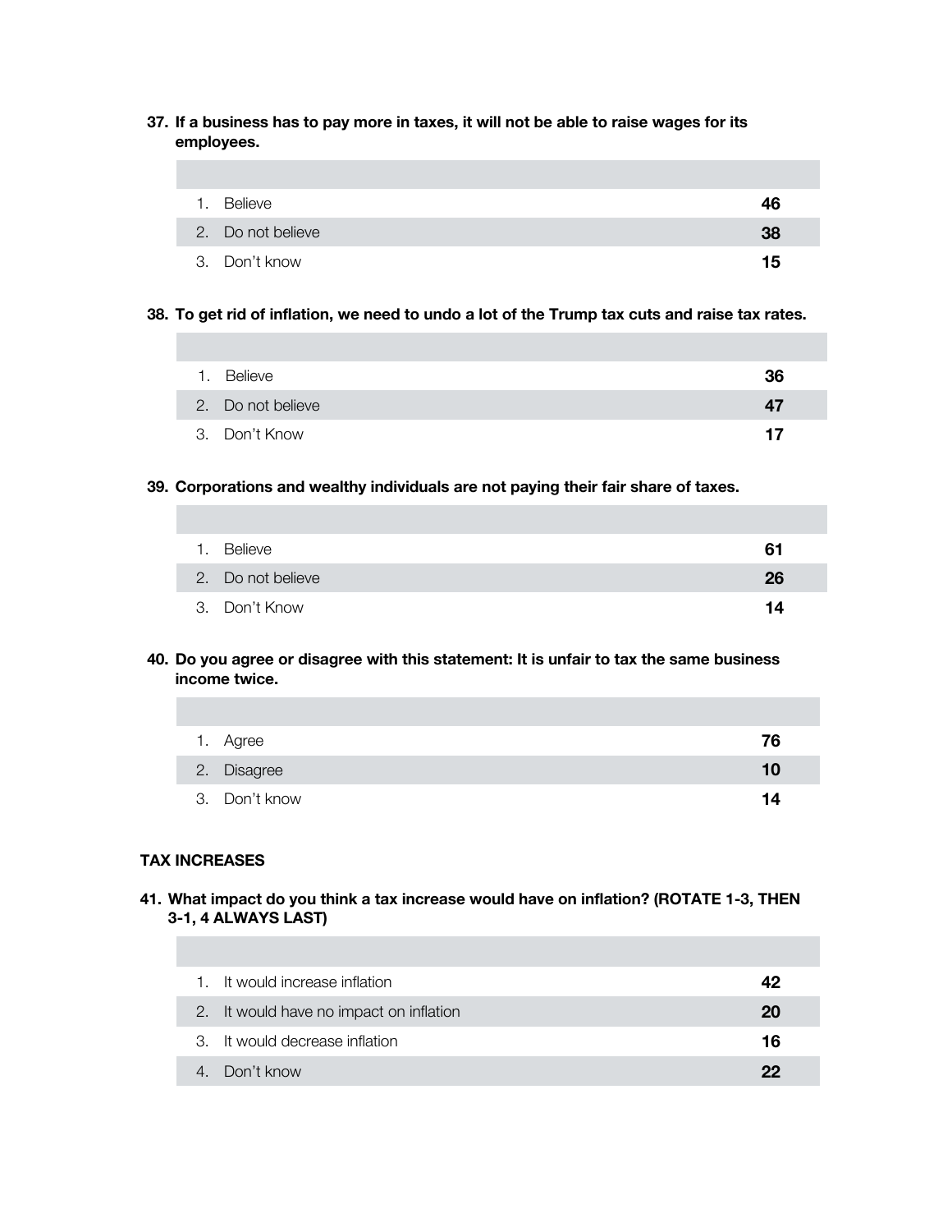**37. If a business has to pay more in taxes, it will not be able to raise wages for its employees.**

| | |
|---|---|
| 1. Believe | **46** |
| 2. Do not believe | **38** |
| 3. Don't know | **15** |

**38. To get rid of inflation, we need to undo a lot of the Trump tax cuts and raise tax rates.**

| | |
|---|---|
| 1. Believe | **36** |
| 2. Do not believe | **47** |
| 3. Don't Know | **17** |

**39. Corporations and wealthy individuals are not paying their fair share of taxes.**

| | |
|---|---|
| 1. Believe | **61** |
| 2. Do not believe | **26** |
| 3. Don't Know | **14** |

**40. Do you agree or disagree with this statement: It is unfair to tax the same business income twice.**

| | |
|---|---|
| 1. Agree | **76** |
| 2. Disagree | **10** |
| 3. Don't know | **14** |

**TAX INCREASES**

**41. What impact do you think a tax increase would have on inflation? (ROTATE 1-3, THEN 3-1, 4 ALWAYS LAST)**

| | |
|---|---|
| 1. It would increase inflation | **42** |
| 2. It would have no impact on inflation | **20** |
| 3. It would decrease inflation | **16** |
| 4. Don't know | **22** |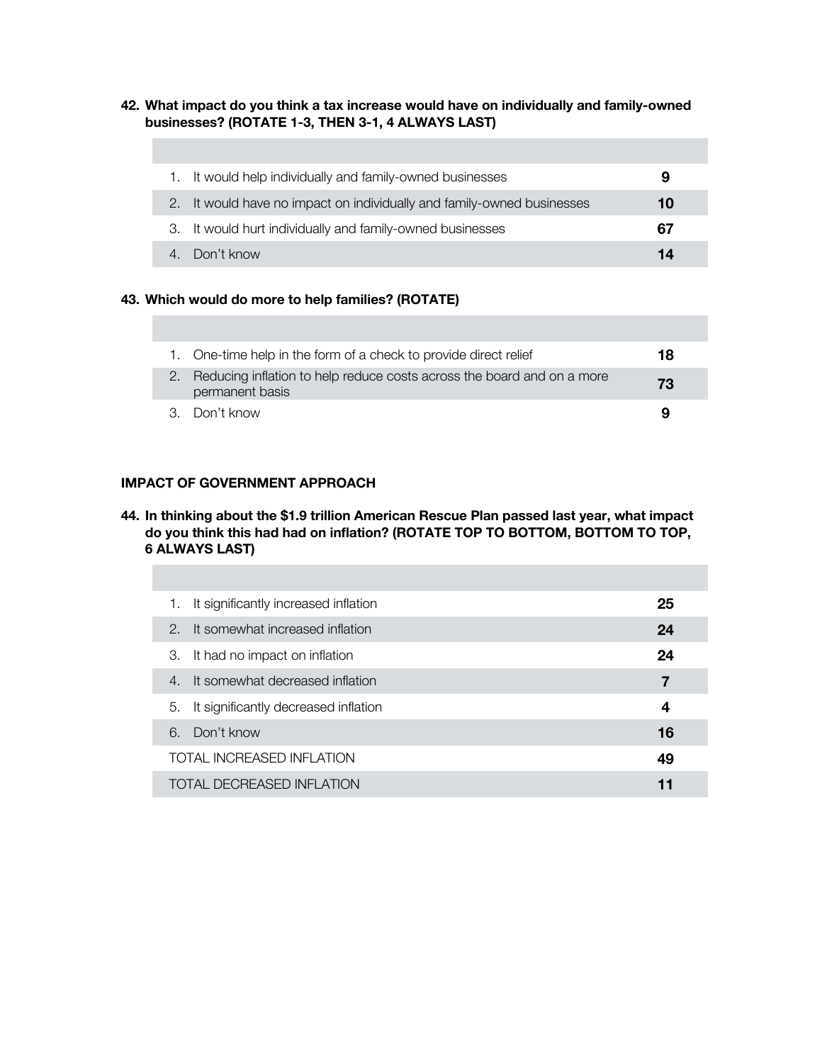**42. What impact do you think a tax increase would have on individually and family-owned businesses? (ROTATE 1-3, THEN 3-1, 4 ALWAYS LAST)**

| | |
|---|---|
| 1. It would help individually and family-owned businesses | **9** |
| 2. It would have no impact on individually and family-owned businesses | **10** |
| 3. It would hurt individually and family-owned businesses | **67** |
| 4. Don't know | **14** |

**43. Which would do more to help families? (ROTATE)**

| | |
|---|---|
| 1. One-time help in the form of a check to provide direct relief | **18** |
| 2. Reducing inflation to help reduce costs across the board and on a more permanent basis | **73** |
| 3. Don't know | **9** |

**IMPACT OF GOVERNMENT APPROACH**

**44. In thinking about the $1.9 trillion American Rescue Plan passed last year, what impact do you think this had had on inflation? (ROTATE TOP TO BOTTOM, BOTTOM TO TOP, 6 ALWAYS LAST)**

| | |
|---|---|
| 1. It significantly increased inflation | **25** |
| 2. It somewhat increased inflation | **24** |
| 3. It had no impact on inflation | **24** |
| 4. It somewhat decreased inflation | **7** |
| 5. It significantly decreased inflation | **4** |
| 6. Don't know | **16** |
| TOTAL INCREASED INFLATION | **49** |
| TOTAL DECREASED INFLATION | **11** |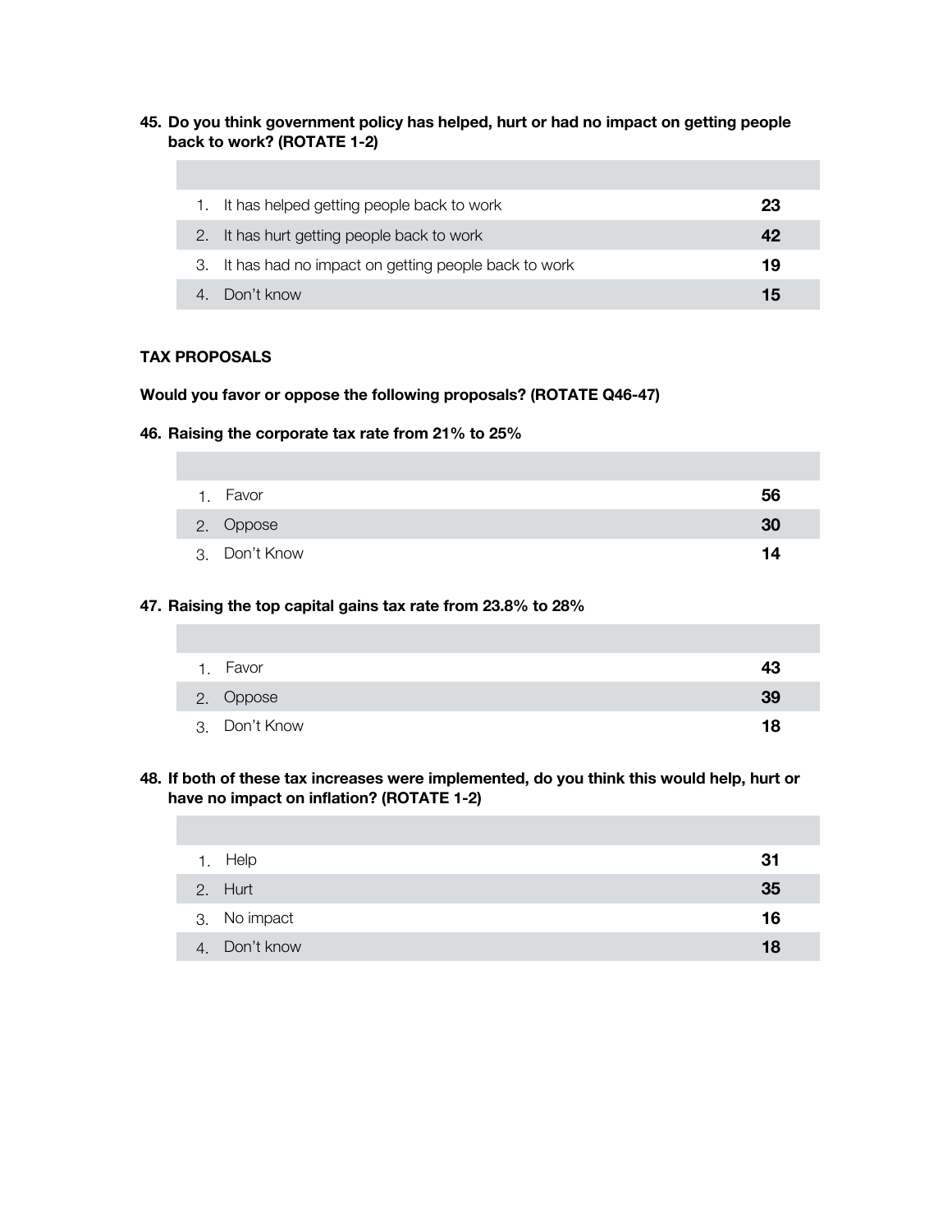**45. Do you think government policy has helped, hurt or had no impact on getting people back to work? (ROTATE 1-2)**

| | |
|---|---|
| 1. It has helped getting people back to work | **23** |
| 2. It has hurt getting people back to work | **42** |
| 3. It has had no impact on getting people back to work | **19** |
| 4. Don't know | **15** |

**TAX PROPOSALS**

**Would you favor or oppose the following proposals? (ROTATE Q46-47)**

**46. Raising the corporate tax rate from 21% to 25%**

| | |
|---|---|
| 1. Favor | **56** |
| 2. Oppose | **30** |
| 3. Don't Know | **14** |

**47. Raising the top capital gains tax rate from 23.8% to 28%**

| | |
|---|---|
| 1. Favor | **43** |
| 2. Oppose | **39** |
| 3. Don't Know | **18** |

**48. If both of these tax increases were implemented, do you think this would help, hurt or have no impact on inflation? (ROTATE 1-2)**

| | |
|---|---|
| 1. Help | **31** |
| 2. Hurt | **35** |
| 3. No impact | **16** |
| 4. Don't know | **18** |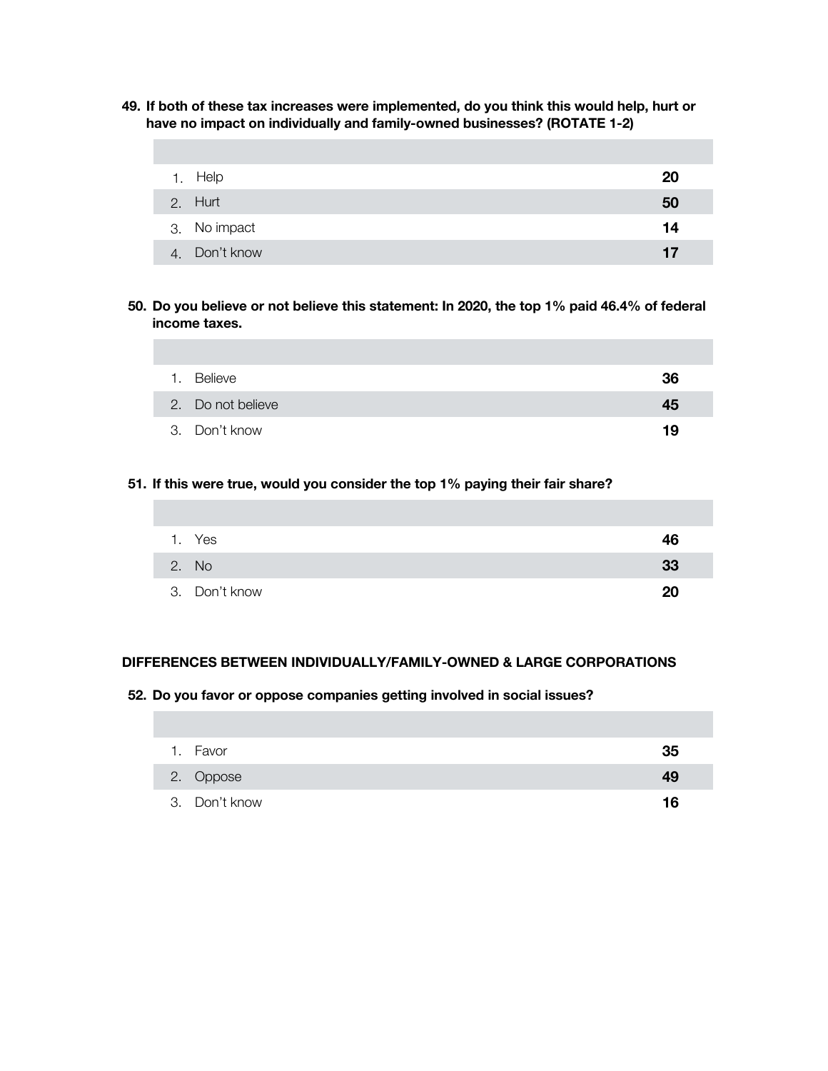**49. If both of these tax increases were implemented, do you think this would help, hurt or have no impact on individually and family-owned businesses? (ROTATE 1-2)**

| | |
|---|---|
| 1. Help | **20** |
| 2. Hurt | **50** |
| 3. No impact | **14** |
| 4. Don't know | **17** |

**50. Do you believe or not believe this statement: In 2020, the top 1% paid 46.4% of federal income taxes.**

| | |
|---|---|
| 1. Believe | **36** |
| 2. Do not believe | **45** |
| 3. Don't know | **19** |

**51. If this were true, would you consider the top 1% paying their fair share?**

| | |
|---|---|
| 1. Yes | **46** |
| 2. No | **33** |
| 3. Don't know | **20** |

## DIFFERENCES BETWEEN INDIVIDUALLY/FAMILY-OWNED & LARGE CORPORATIONS

**52. Do you favor or oppose companies getting involved in social issues?**

| | |
|---|---|
| 1. Favor | **35** |
| 2. Oppose | **49** |
| 3. Don't know | **16** |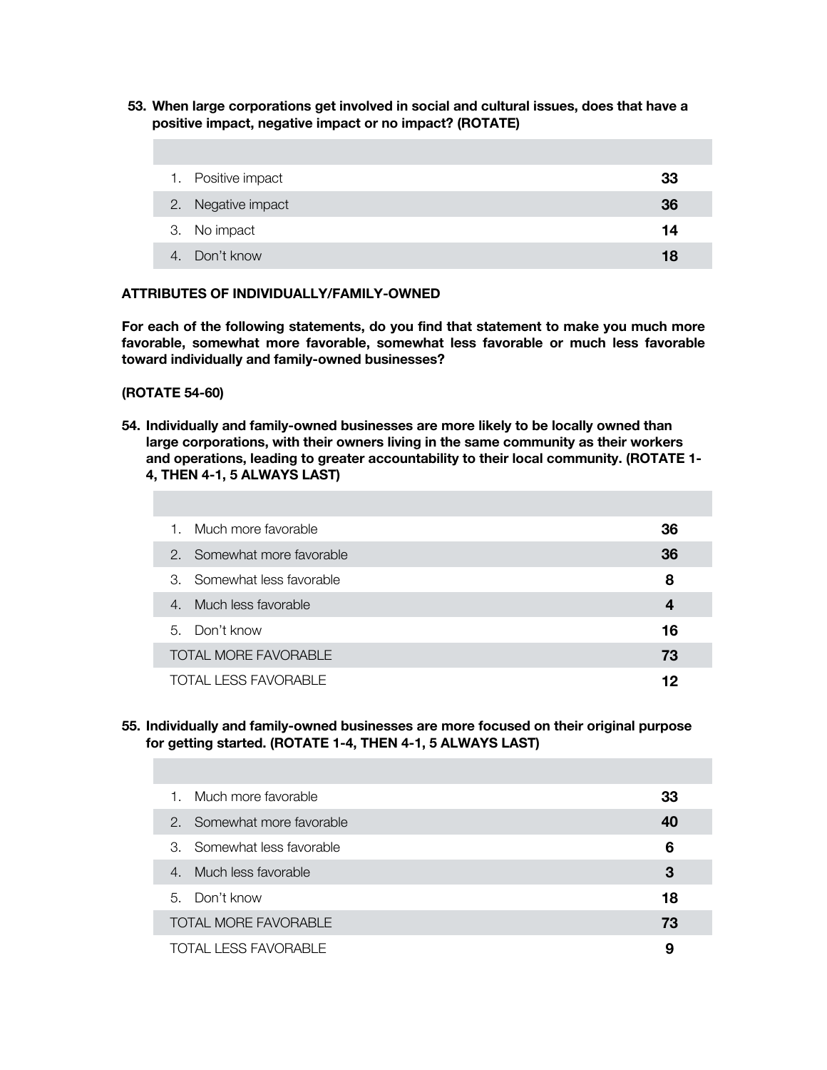**53. When large corporations get involved in social and cultural issues, does that have a positive impact, negative impact or no impact? (ROTATE)**

| | |
|---|---|
| 1. Positive impact | **33** |
| 2. Negative impact | **36** |
| 3. No impact | **14** |
| 4. Don't know | **18** |

**ATTRIBUTES OF INDIVIDUALLY/FAMILY-OWNED**

**For each of the following statements, do you find that statement to make you much more favorable, somewhat more favorable, somewhat less favorable or much less favorable toward individually and family-owned businesses?**

**(ROTATE 54-60)**

**54. Individually and family-owned businesses are more likely to be locally owned than large corporations, with their owners living in the same community as their workers and operations, leading to greater accountability to their local community. (ROTATE 1-4, THEN 4-1, 5 ALWAYS LAST)**

| | |
|---|---|
| 1. Much more favorable | **36** |
| 2. Somewhat more favorable | **36** |
| 3. Somewhat less favorable | **8** |
| 4. Much less favorable | **4** |
| 5. Don't know | **16** |
| TOTAL MORE FAVORABLE | **73** |
| TOTAL LESS FAVORABLE | **12** |

**55. Individually and family-owned businesses are more focused on their original purpose for getting started. (ROTATE 1-4, THEN 4-1, 5 ALWAYS LAST)**

| | |
|---|---|
| 1. Much more favorable | **33** |
| 2. Somewhat more favorable | **40** |
| 3. Somewhat less favorable | **6** |
| 4. Much less favorable | **3** |
| 5. Don't know | **18** |
| TOTAL MORE FAVORABLE | **73** |
| TOTAL LESS FAVORABLE | **9** |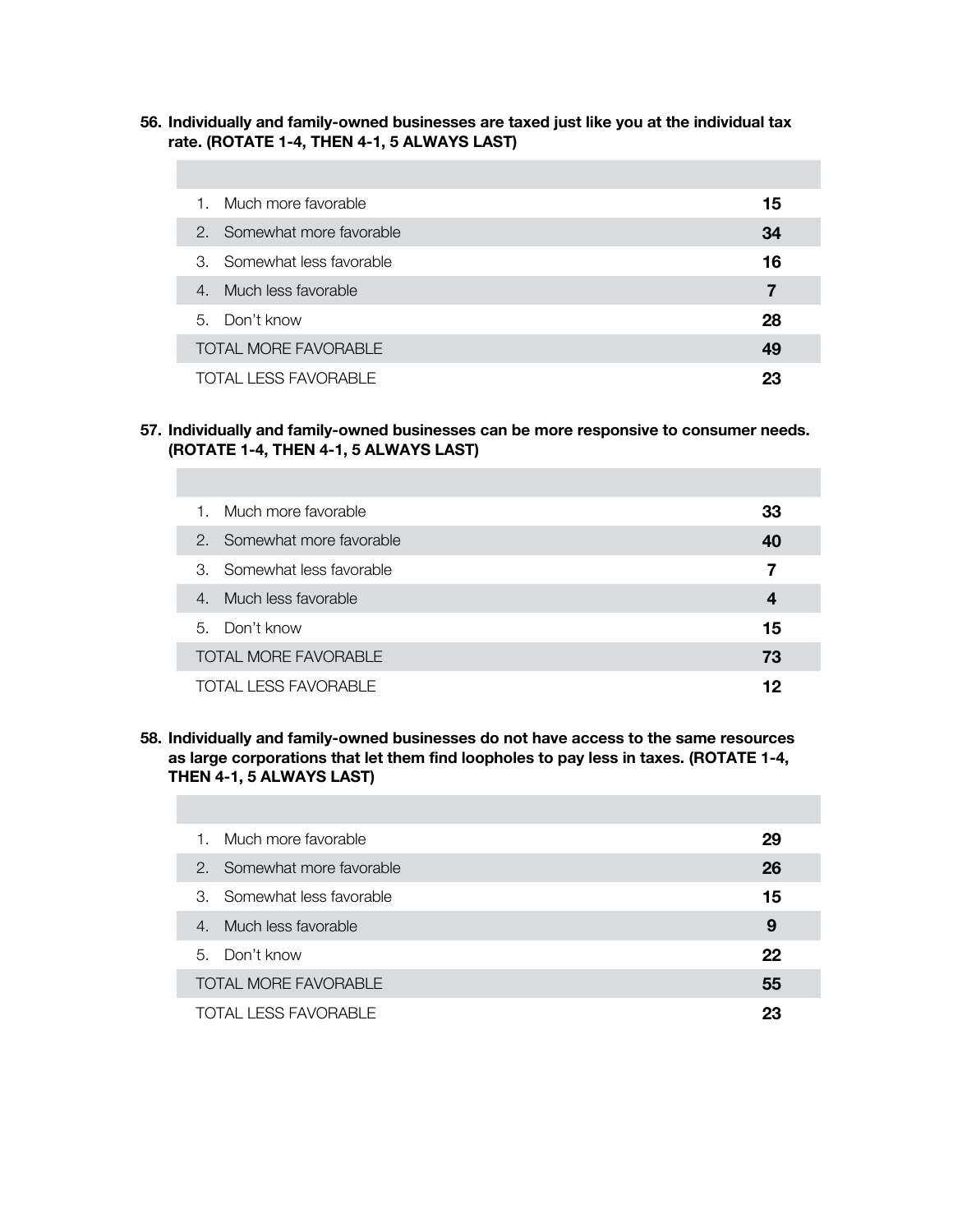**56. Individually and family-owned businesses are taxed just like you at the individual tax rate. (ROTATE 1-4, THEN 4-1, 5 ALWAYS LAST)**

| | |
|---|---|
| 1. Much more favorable | **15** |
| 2. Somewhat more favorable | **34** |
| 3. Somewhat less favorable | **16** |
| 4. Much less favorable | **7** |
| 5. Don't know | **28** |
| TOTAL MORE FAVORABLE | **49** |
| TOTAL LESS FAVORABLE | **23** |

**57. Individually and family-owned businesses can be more responsive to consumer needs. (ROTATE 1-4, THEN 4-1, 5 ALWAYS LAST)**

| | |
|---|---|
| 1. Much more favorable | **33** |
| 2. Somewhat more favorable | **40** |
| 3. Somewhat less favorable | **7** |
| 4. Much less favorable | **4** |
| 5. Don't know | **15** |
| TOTAL MORE FAVORABLE | **73** |
| TOTAL LESS FAVORABLE | **12** |

**58. Individually and family-owned businesses do not have access to the same resources as large corporations that let them find loopholes to pay less in taxes. (ROTATE 1-4, THEN 4-1, 5 ALWAYS LAST)**

| | |
|---|---|
| 1. Much more favorable | **29** |
| 2. Somewhat more favorable | **26** |
| 3. Somewhat less favorable | **15** |
| 4. Much less favorable | **9** |
| 5. Don't know | **22** |
| TOTAL MORE FAVORABLE | **55** |
| TOTAL LESS FAVORABLE | **23** |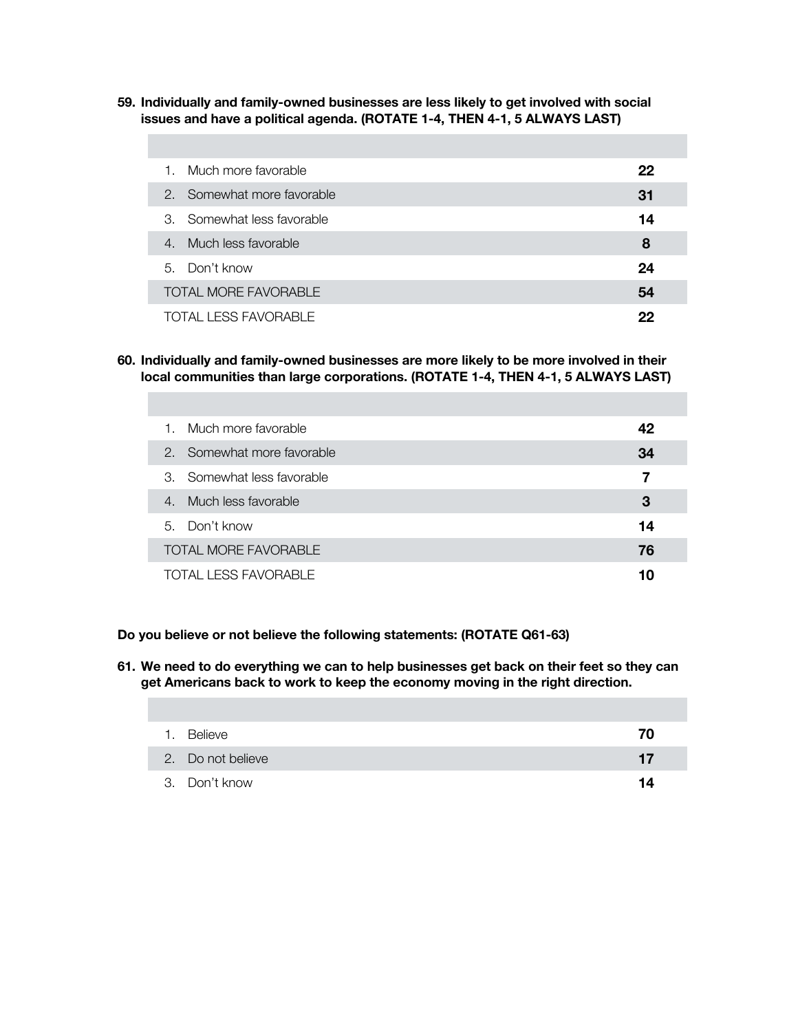**59. Individually and family-owned businesses are less likely to get involved with social issues and have a political agenda. (ROTATE 1-4, THEN 4-1, 5 ALWAYS LAST)**

| | |
|---|---|
| 1. Much more favorable | **22** |
| 2. Somewhat more favorable | **31** |
| 3. Somewhat less favorable | **14** |
| 4. Much less favorable | **8** |
| 5. Don't know | **24** |
| TOTAL MORE FAVORABLE | **54** |
| TOTAL LESS FAVORABLE | **22** |

**60. Individually and family-owned businesses are more likely to be more involved in their local communities than large corporations. (ROTATE 1-4, THEN 4-1, 5 ALWAYS LAST)**

| | |
|---|---|
| 1. Much more favorable | **42** |
| 2. Somewhat more favorable | **34** |
| 3. Somewhat less favorable | **7** |
| 4. Much less favorable | **3** |
| 5. Don't know | **14** |
| TOTAL MORE FAVORABLE | **76** |
| TOTAL LESS FAVORABLE | **10** |

**Do you believe or not believe the following statements: (ROTATE Q61-63)**

**61. We need to do everything we can to help businesses get back on their feet so they can get Americans back to work to keep the economy moving in the right direction.**

| | |
|---|---|
| 1. Believe | **70** |
| 2. Do not believe | **17** |
| 3. Don't know | **14** |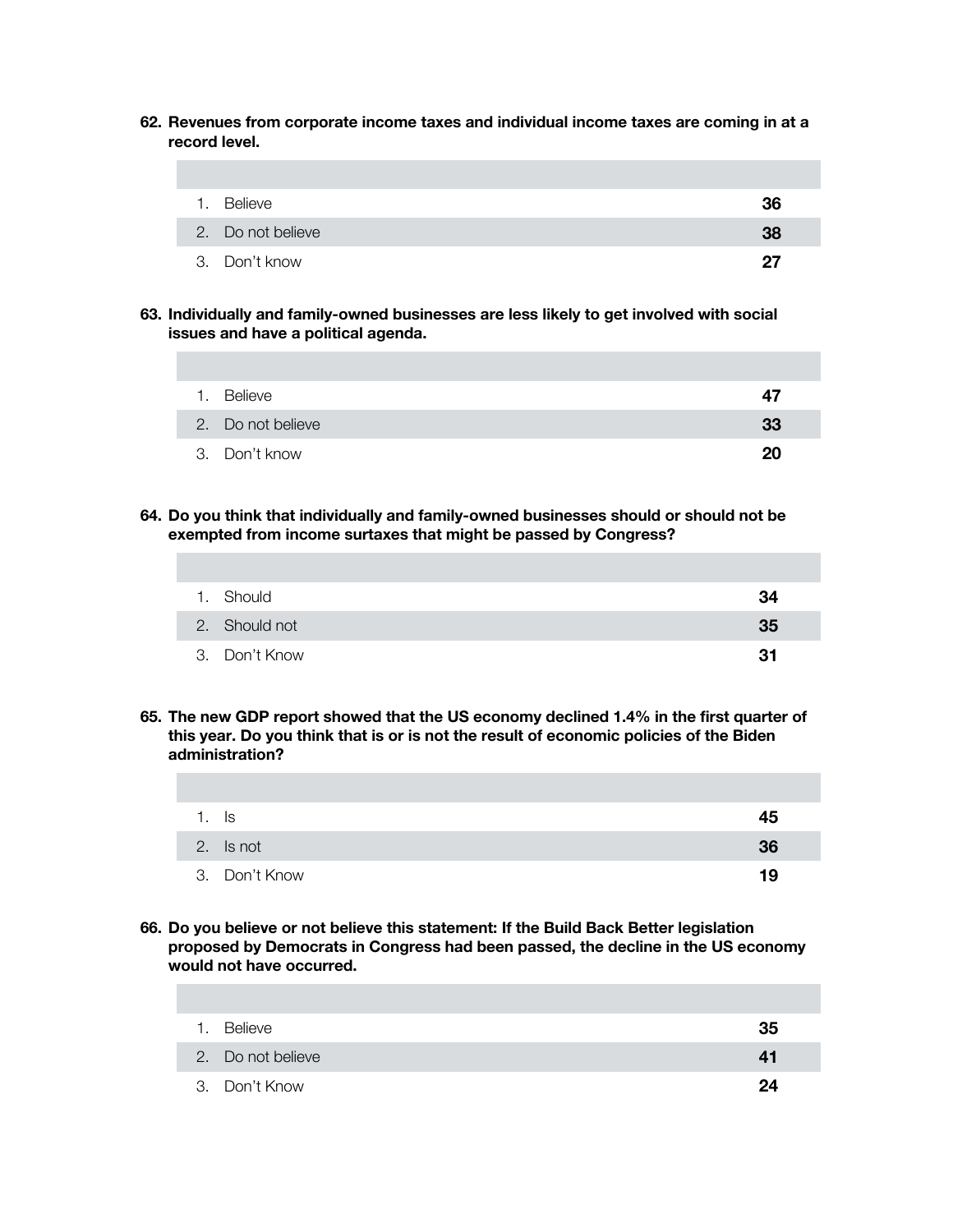**62. Revenues from corporate income taxes and individual income taxes are coming in at a record level.**

| | |
|---|---|
| 1. Believe | **36** |
| 2. Do not believe | **38** |
| 3. Don't know | **27** |

**63. Individually and family-owned businesses are less likely to get involved with social issues and have a political agenda.**

| | |
|---|---|
| 1. Believe | **47** |
| 2. Do not believe | **33** |
| 3. Don't know | **20** |

**64. Do you think that individually and family-owned businesses should or should not be exempted from income surtaxes that might be passed by Congress?**

| | |
|---|---|
| 1. Should | **34** |
| 2. Should not | **35** |
| 3. Don't Know | **31** |

**65. The new GDP report showed that the US economy declined 1.4% in the first quarter of this year. Do you think that is or is not the result of economic policies of the Biden administration?**

| | |
|---|---|
| 1. Is | **45** |
| 2. Is not | **36** |
| 3. Don't Know | **19** |

**66. Do you believe or not believe this statement: If the Build Back Better legislation proposed by Democrats in Congress had been passed, the decline in the US economy would not have occurred.**

| | |
|---|---|
| 1. Believe | **35** |
| 2. Do not believe | **41** |
| 3. Don't Know | **24** |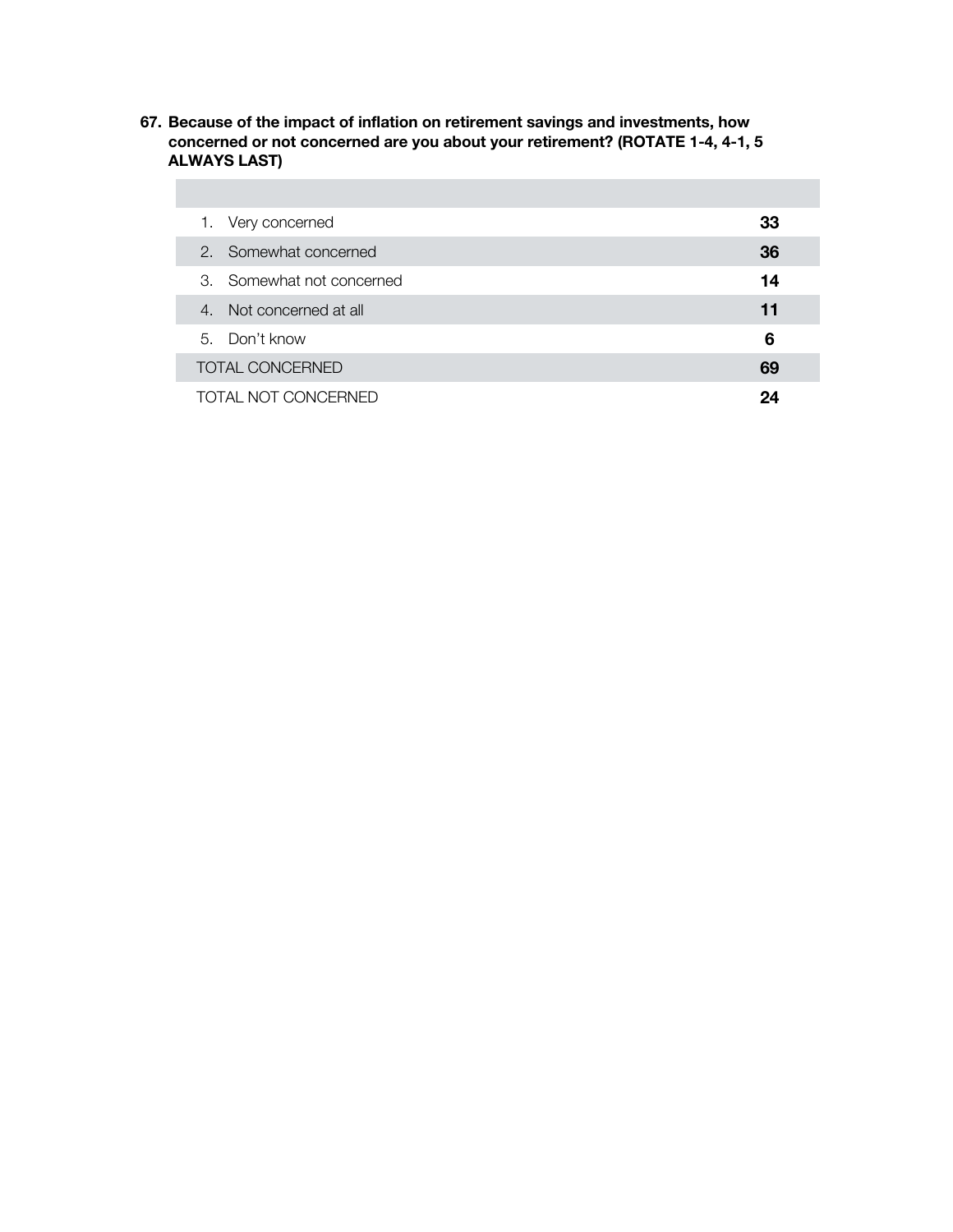**67. Because of the impact of inflation on retirement savings and investments, how concerned or not concerned are you about your retirement? (ROTATE 1-4, 4-1, 5 ALWAYS LAST)**

| | |
|---|---|
| 1. Very concerned | **33** |
| 2. Somewhat concerned | **36** |
| 3. Somewhat not concerned | **14** |
| 4. Not concerned at all | **11** |
| 5. Don't know | **6** |
| TOTAL CONCERNED | **69** |
| TOTAL NOT CONCERNED | **24** |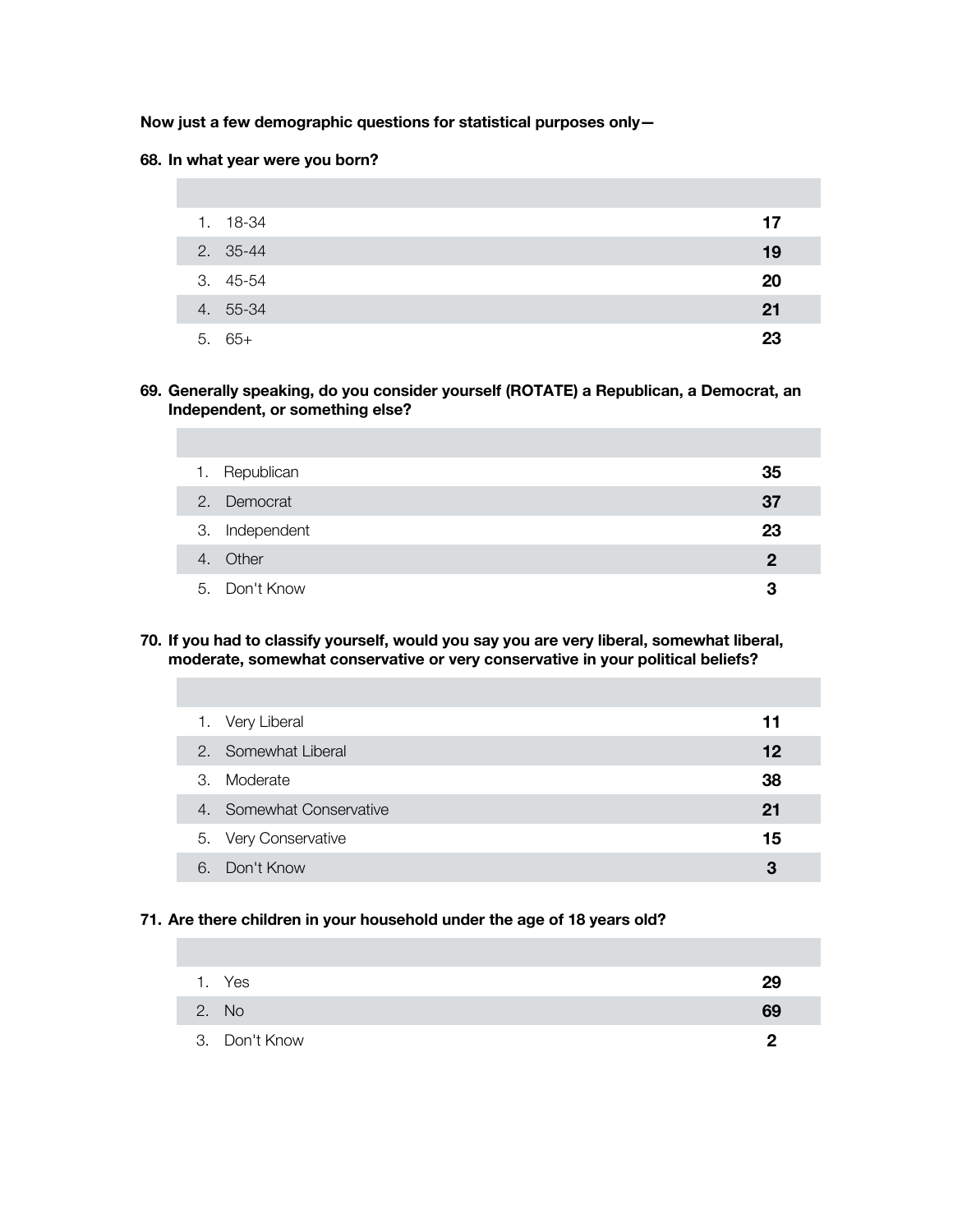**Now just a few demographic questions for statistical purposes only—**

**68. In what year were you born?**

| | |
|---|---|
| 1. 18-34 | **17** |
| 2. 35-44 | **19** |
| 3. 45-54 | **20** |
| 4. 55-34 | **21** |
| 5. 65+ | **23** |

**69. Generally speaking, do you consider yourself (ROTATE) a Republican, a Democrat, an Independent, or something else?**

| | |
|---|---|
| 1. Republican | **35** |
| 2. Democrat | **37** |
| 3. Independent | **23** |
| 4. Other | **2** |
| 5. Don't Know | **3** |

**70. If you had to classify yourself, would you say you are very liberal, somewhat liberal, moderate, somewhat conservative or very conservative in your political beliefs?**

| | |
|---|---|
| 1. Very Liberal | **11** |
| 2. Somewhat Liberal | **12** |
| 3. Moderate | **38** |
| 4. Somewhat Conservative | **21** |
| 5. Very Conservative | **15** |
| 6. Don't Know | **3** |

**71. Are there children in your household under the age of 18 years old?**

| | |
|---|---|
| 1. Yes | **29** |
| 2. No | **69** |
| 3. Don't Know | **2** |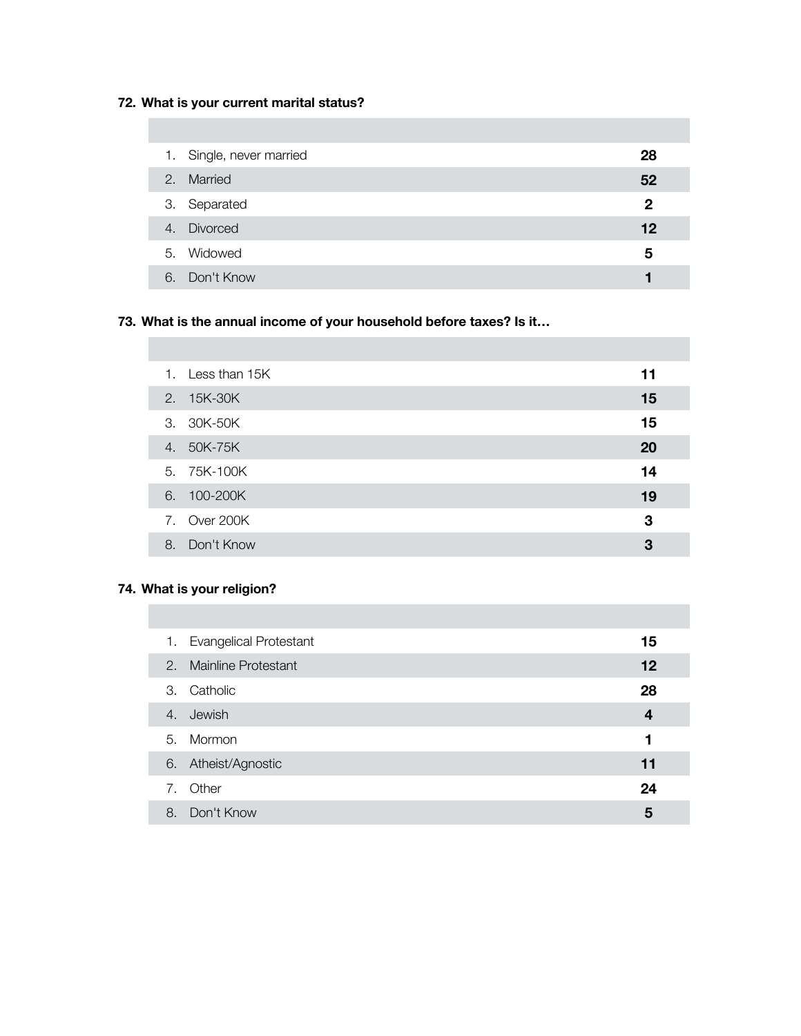**72. What is your current marital status?**

| | |
|---|---|
| 1. Single, never married | **28** |
| 2. Married | **52** |
| 3. Separated | **2** |
| 4. Divorced | **12** |
| 5. Widowed | **5** |
| 6. Don't Know | **1** |

**73. What is the annual income of your household before taxes? Is it…**

| | |
|---|---|
| 1. Less than 15K | **11** |
| 2. 15K-30K | **15** |
| 3. 30K-50K | **15** |
| 4. 50K-75K | **20** |
| 5. 75K-100K | **14** |
| 6. 100-200K | **19** |
| 7. Over 200K | **3** |
| 8. Don't Know | **3** |

**74. What is your religion?**

| | |
|---|---|
| 1. Evangelical Protestant | **15** |
| 2. Mainline Protestant | **12** |
| 3. Catholic | **28** |
| 4. Jewish | **4** |
| 5. Mormon | **1** |
| 6. Atheist/Agnostic | **11** |
| 7. Other | **24** |
| 8. Don't Know | **5** |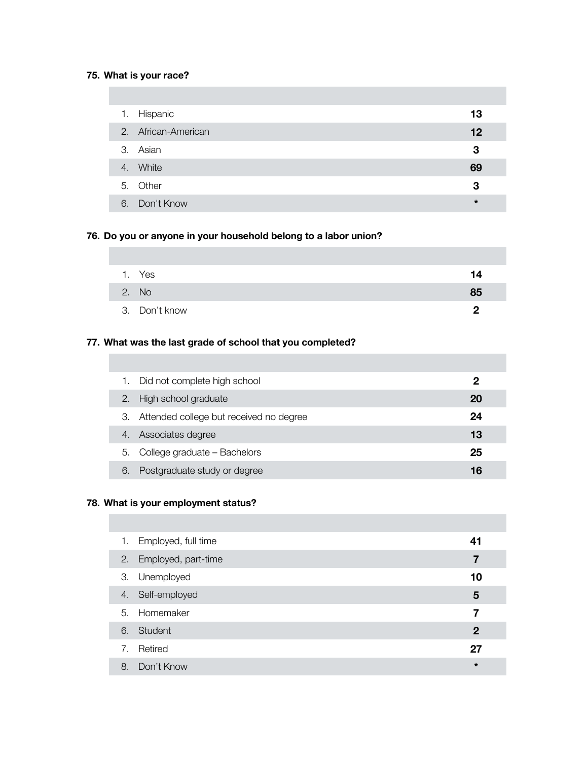**75. What is your race?**

| | | |
|---|---|---|
| 1. | Hispanic | 13 |
| 2. | African-American | 12 |
| 3. | Asian | 3 |
| 4. | White | 69 |
| 5. | Other | 3 |
| 6. | Don't Know | * |

**76. Do you or anyone in your household belong to a labor union?**

| | | |
|---|---|---|
| 1. | Yes | 14 |
| 2. | No | 85 |
| 3. | Don't know | 2 |

**77. What was the last grade of school that you completed?**

| | | |
|---|---|---|
| 1. | Did not complete high school | 2 |
| 2. | High school graduate | 20 |
| 3. | Attended college but received no degree | 24 |
| 4. | Associates degree | 13 |
| 5. | College graduate – Bachelors | 25 |
| 6. | Postgraduate study or degree | 16 |

**78. What is your employment status?**

| | | |
|---|---|---|
| 1. | Employed, full time | 41 |
| 2. | Employed, part-time | 7 |
| 3. | Unemployed | 10 |
| 4. | Self-employed | 5 |
| 5. | Homemaker | 7 |
| 6. | Student | 2 |
| 7. | Retired | 27 |
| 8. | Don't Know | * |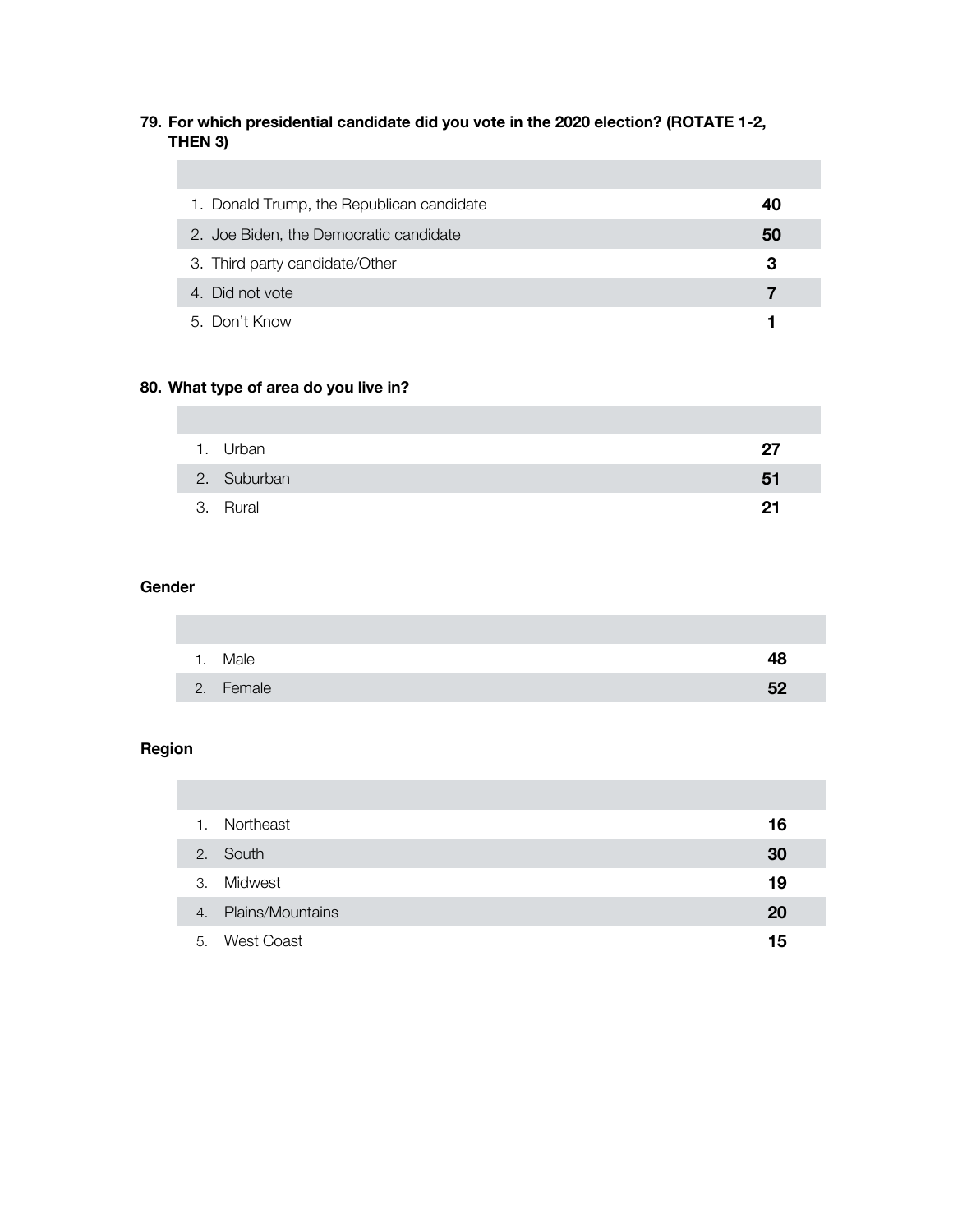**79. For which presidential candidate did you vote in the 2020 election? (ROTATE 1-2, THEN 3)**

| | |
|---|---|
| 1. Donald Trump, the Republican candidate | **40** |
| 2. Joe Biden, the Democratic candidate | **50** |
| 3. Third party candidate/Other | **3** |
| 4. Did not vote | **7** |
| 5. Don't Know | **1** |

**80. What type of area do you live in?**

| | |
|---|---|
| 1. Urban | **27** |
| 2. Suburban | **51** |
| 3. Rural | **21** |

**Gender**

| | |
|---|---|
| 1. Male | **48** |
| 2. Female | **52** |

**Region**

| | |
|---|---|
| 1. Northeast | **16** |
| 2. South | **30** |
| 3. Midwest | **19** |
| 4. Plains/Mountains | **20** |
| 5. West Coast | **15** |